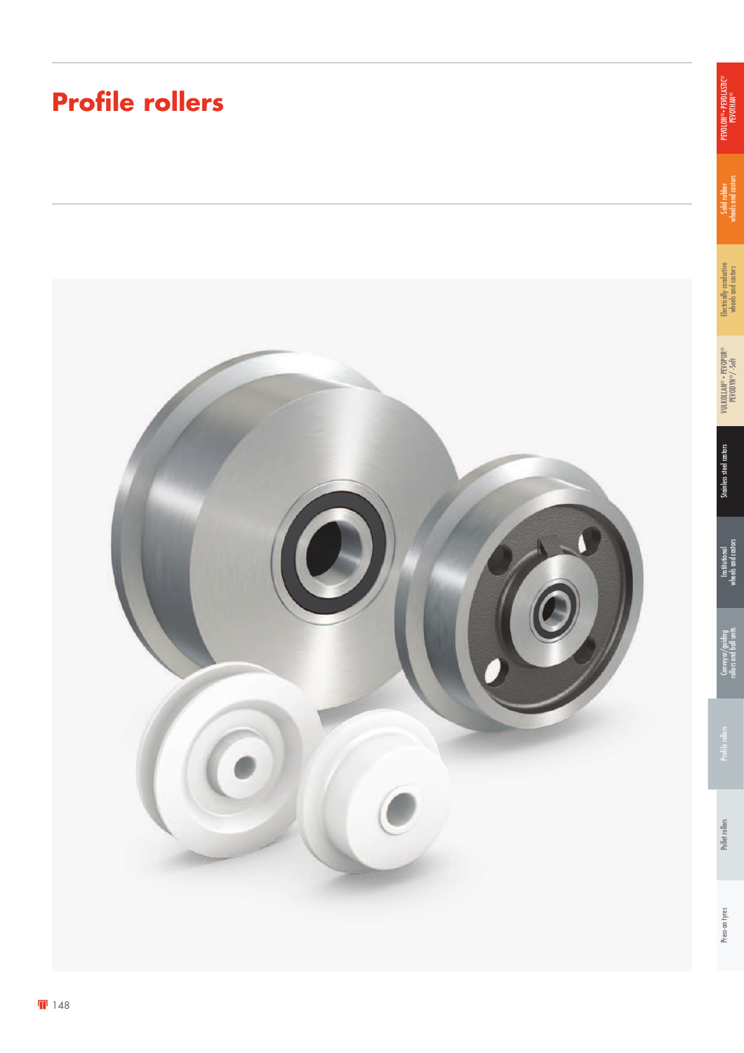# Profile rollers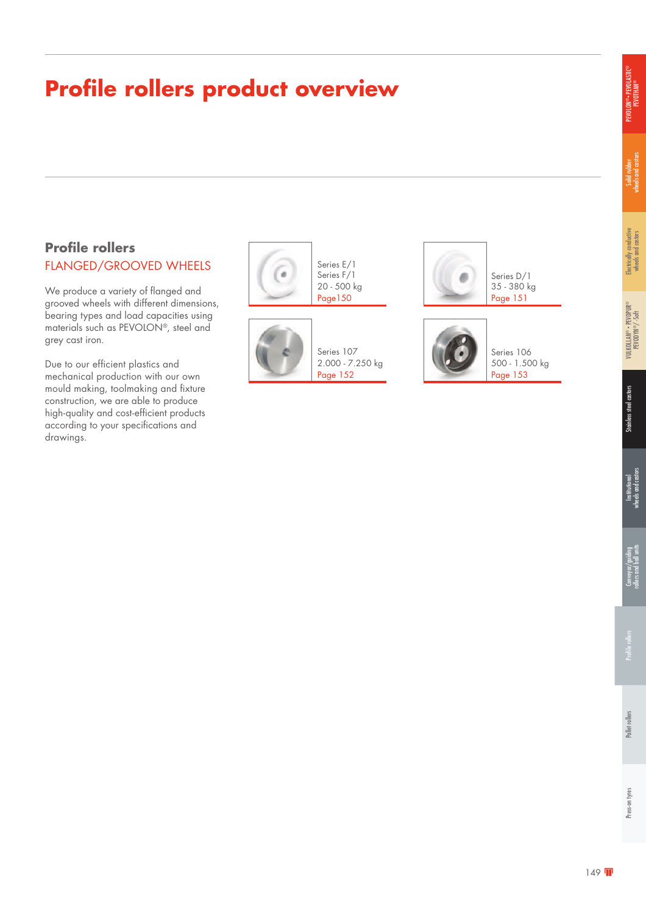# Profile rollers product overview

## Profile rollers

### FLANGED/GROOVED WHEELS

We produce a variety of flanged and grooved wheels with different dimensions, bearing types and load capacities using materials such as PEVOLON®, steel and grey cast iron.

Due to our efficient plastics and mechanical production with our own mould making, toolmaking and fixture construction, we are able to produce high-quality and cost-efficient products according to your specifications and drawings.

Series E/1
Series F/1
20 - 500 kg
Page150

Series D/1
35 - 380 kg
Page 151

Series 107
2.000 - 7.250 kg
Page 152

Series 106
500 - 1.500 kg
Page 153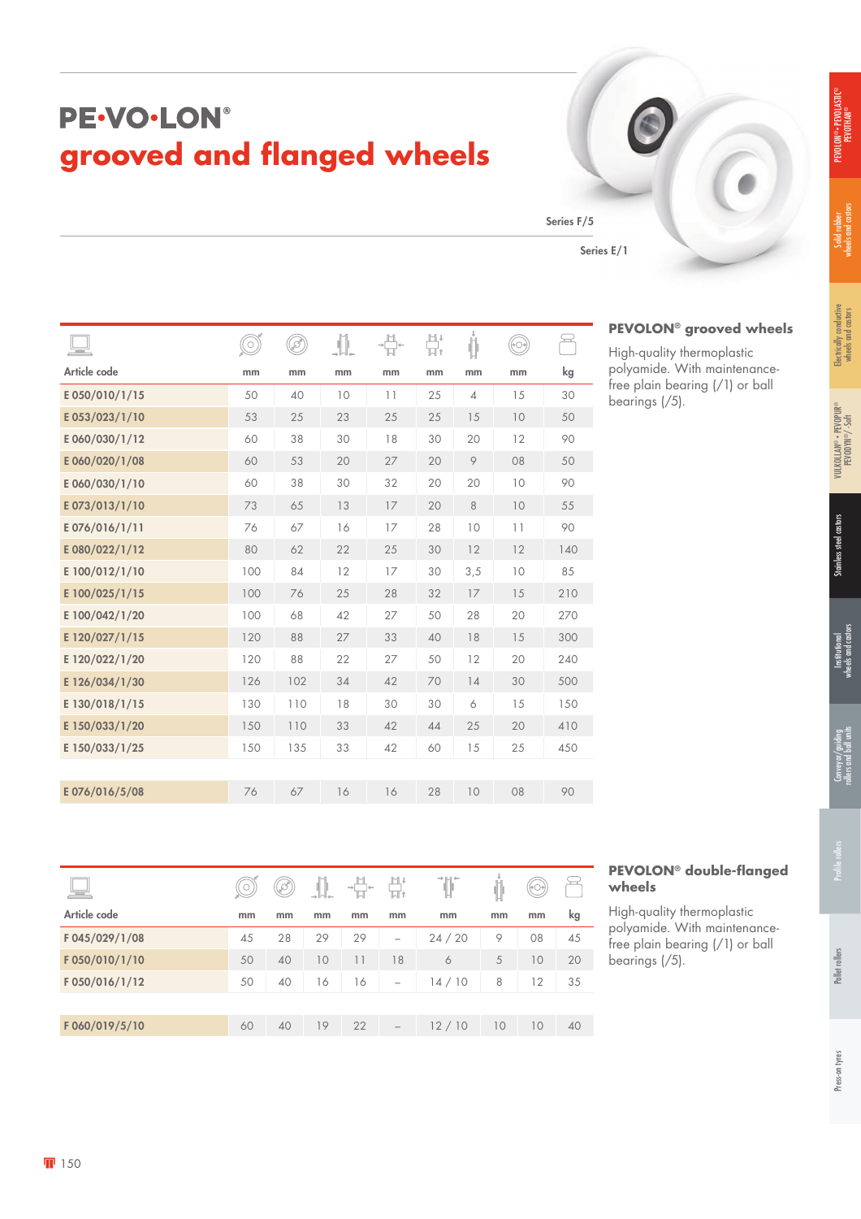# PE•VO•LON®

## grooved and flanged wheels

Series F/5

Series E/1

| Article code | mm | mm | mm | mm | mm | mm | mm | kg |
|---|---|---|---|---|---|---|---|---|
| E 050/010/1/15 | 50 | 40 | 10 | 11 | 25 | 4 | 15 | 30 |
| E 053/023/1/10 | 53 | 25 | 23 | 25 | 25 | 15 | 10 | 50 |
| E 060/030/1/12 | 60 | 38 | 30 | 18 | 30 | 20 | 12 | 90 |
| E 060/020/1/08 | 60 | 53 | 20 | 27 | 20 | 9 | 08 | 50 |
| E 060/030/1/10 | 60 | 38 | 30 | 32 | 20 | 20 | 10 | 90 |
| E 073/013/1/10 | 73 | 65 | 13 | 17 | 20 | 8 | 10 | 55 |
| E 076/016/1/11 | 76 | 67 | 16 | 17 | 28 | 10 | 11 | 90 |
| E 080/022/1/12 | 80 | 62 | 22 | 25 | 30 | 12 | 12 | 140 |
| E 100/012/1/10 | 100 | 84 | 12 | 17 | 30 | 3,5 | 10 | 85 |
| E 100/025/1/15 | 100 | 76 | 25 | 28 | 32 | 17 | 15 | 210 |
| E 100/042/1/20 | 100 | 68 | 42 | 27 | 50 | 28 | 20 | 270 |
| E 120/027/1/15 | 120 | 88 | 27 | 33 | 40 | 18 | 15 | 300 |
| E 120/022/1/20 | 120 | 88 | 22 | 27 | 50 | 12 | 20 | 240 |
| E 126/034/1/30 | 126 | 102 | 34 | 42 | 70 | 14 | 30 | 500 |
| E 130/018/1/15 | 130 | 110 | 18 | 30 | 30 | 6 | 15 | 150 |
| E 150/033/1/20 | 150 | 110 | 33 | 42 | 44 | 25 | 20 | 410 |
| E 150/033/1/25 | 150 | 135 | 33 | 42 | 60 | 15 | 25 | 450 |
| E 076/016/5/08 | 76 | 67 | 16 | 16 | 28 | 10 | 08 | 90 |

### PEVOLON® grooved wheels

High-quality thermoplastic polyamide. With maintenance-free plain bearing (/1) or ball bearings (/5).

| Article code | mm | mm | mm | mm | mm | mm | mm | mm | kg |
|---|---|---|---|---|---|---|---|---|---|
| F 045/029/1/08 | 45 | 28 | 29 | 29 | – | 24 / 20 | 9 | 08 | 45 |
| F 050/010/1/10 | 50 | 40 | 10 | 11 | 18 | 6 | 5 | 10 | 20 |
| F 050/016/1/12 | 50 | 40 | 16 | 16 | – | 14 / 10 | 8 | 12 | 35 |
| F 060/019/5/10 | 60 | 40 | 19 | 22 | – | 12 / 10 | 10 | 10 | 40 |

### PEVOLON® double-flanged wheels

High-quality thermoplastic polyamide. With maintenance-free plain bearing (/1) or ball bearings (/5).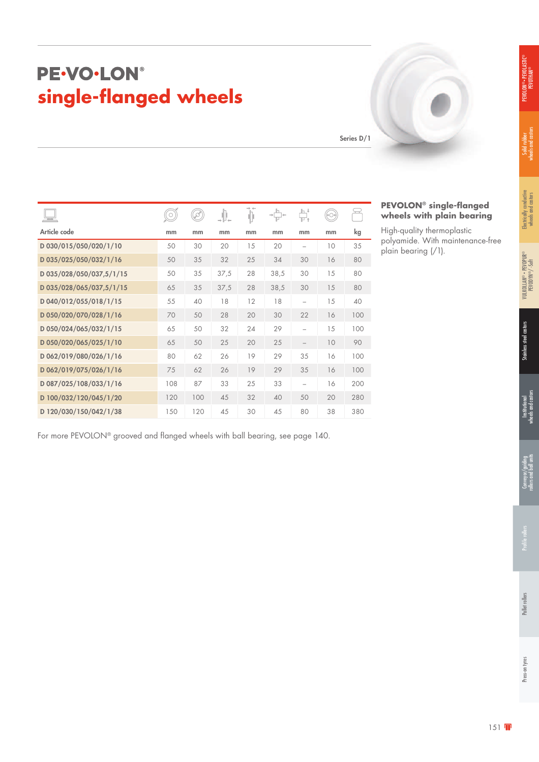# PE•VO•LON®

## single-flanged wheels

Series D/1

### PEVOLON® single-flanged wheels with plain bearing

High-quality thermoplastic polyamide. With maintenance-free plain bearing (/1).

| Article code | mm | mm | mm | mm | mm | mm | mm | kg |
|---|---|---|---|---|---|---|---|---|
| D 030/015/050/020/1/10 | 50 | 30 | 20 | 15 | 20 | – | 10 | 35 |
| D 035/025/050/032/1/16 | 50 | 35 | 32 | 25 | 34 | 30 | 16 | 80 |
| D 035/028/050/037,5/1/15 | 50 | 35 | 37,5 | 28 | 38,5 | 30 | 15 | 80 |
| D 035/028/065/037,5/1/15 | 65 | 35 | 37,5 | 28 | 38,5 | 30 | 15 | 80 |
| D 040/012/055/018/1/15 | 55 | 40 | 18 | 12 | 18 | – | 15 | 40 |
| D 050/020/070/028/1/16 | 70 | 50 | 28 | 20 | 30 | 22 | 16 | 100 |
| D 050/024/065/032/1/15 | 65 | 50 | 32 | 24 | 29 | – | 15 | 100 |
| D 050/020/065/025/1/10 | 65 | 50 | 25 | 20 | 25 | – | 10 | 90 |
| D 062/019/080/026/1/16 | 80 | 62 | 26 | 19 | 29 | 35 | 16 | 100 |
| D 062/019/075/026/1/16 | 75 | 62 | 26 | 19 | 29 | 35 | 16 | 100 |
| D 087/025/108/033/1/16 | 108 | 87 | 33 | 25 | 33 | – | 16 | 200 |
| D 100/032/120/045/1/20 | 120 | 100 | 45 | 32 | 40 | 50 | 20 | 280 |
| D 120/030/150/042/1/38 | 150 | 120 | 45 | 30 | 45 | 80 | 38 | 380 |

For more PEVOLON® grooved and flanged wheels with ball bearing, see page 140.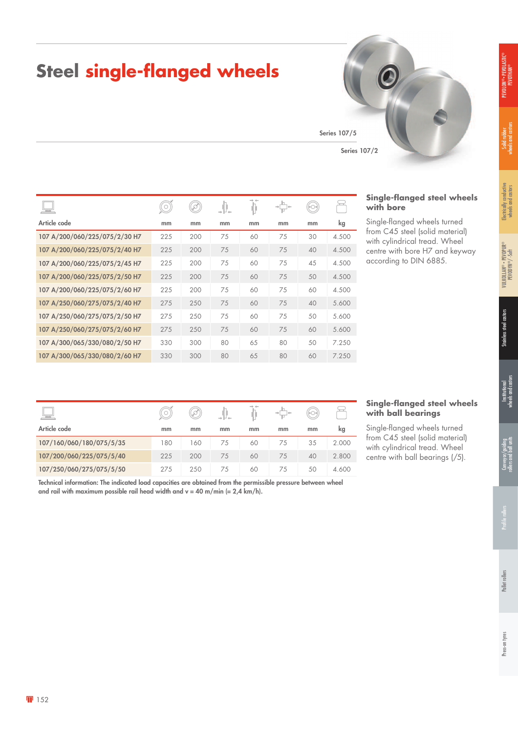# Steel single-flanged wheels

Series 107/5

Series 107/2

| Article code | mm | mm | mm | mm | mm | mm | kg |
|---|---|---|---|---|---|---|---|
| 107 A/200/060/225/075/2/30 H7 | 225 | 200 | 75 | 60 | 75 | 30 | 4.500 |
| 107 A/200/060/225/075/2/40 H7 | 225 | 200 | 75 | 60 | 75 | 40 | 4.500 |
| 107 A/200/060/225/075/2/45 H7 | 225 | 200 | 75 | 60 | 75 | 45 | 4.500 |
| 107 A/200/060/225/075/2/50 H7 | 225 | 200 | 75 | 60 | 75 | 50 | 4.500 |
| 107 A/200/060/225/075/2/60 H7 | 225 | 200 | 75 | 60 | 75 | 60 | 4.500 |
| 107 A/250/060/275/075/2/40 H7 | 275 | 250 | 75 | 60 | 75 | 40 | 5.600 |
| 107 A/250/060/275/075/2/50 H7 | 275 | 250 | 75 | 60 | 75 | 50 | 5.600 |
| 107 A/250/060/275/075/2/60 H7 | 275 | 250 | 75 | 60 | 75 | 60 | 5.600 |
| 107 A/300/065/330/080/2/50 H7 | 330 | 300 | 80 | 65 | 80 | 50 | 7.250 |
| 107 A/300/065/330/080/2/60 H7 | 330 | 300 | 80 | 65 | 80 | 60 | 7.250 |

## Single-flanged steel wheels with bore

Single-flanged wheels turned from C45 steel (solid material) with cylindrical tread. Wheel centre with bore H7 and keyway according to DIN 6885.

| Article code | mm | mm | mm | mm | mm | mm | kg |
|---|---|---|---|---|---|---|---|
| 107/160/060/180/075/5/35 | 180 | 160 | 75 | 60 | 75 | 35 | 2.000 |
| 107/200/060/225/075/5/40 | 225 | 200 | 75 | 60 | 75 | 40 | 2.800 |
| 107/250/060/275/075/5/50 | 275 | 250 | 75 | 60 | 75 | 50 | 4.600 |

Technical information: The indicated load capacities are obtained from the permissible pressure between wheel and rail with maximum possible rail head width and v = 40 m/min (= 2,4 km/h).

## Single-flanged steel wheels with ball bearings

Single-flanged wheels turned from C45 steel (solid material) with cylindrical tread. Wheel centre with ball bearings (/5).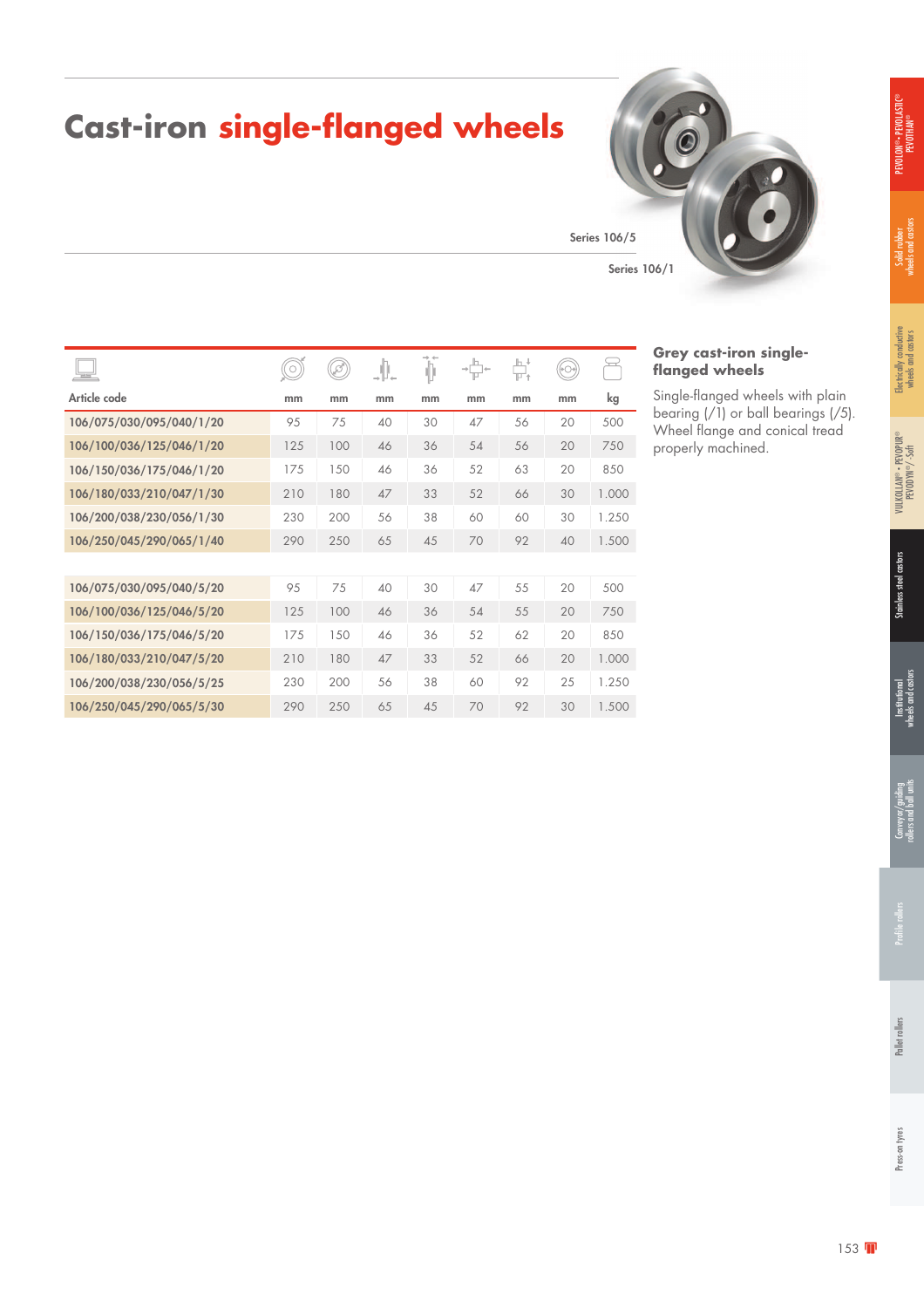# Cast-iron single-flanged wheels

Series 106/5

Series 106/1

| Article code | mm | mm | mm | mm | mm | mm | mm | kg |
|---|---|---|---|---|---|---|---|---|
| 106/075/030/095/040/1/20 | 95 | 75 | 40 | 30 | 47 | 56 | 20 | 500 |
| 106/100/036/125/046/1/20 | 125 | 100 | 46 | 36 | 54 | 56 | 20 | 750 |
| 106/150/036/175/046/1/20 | 175 | 150 | 46 | 36 | 52 | 63 | 20 | 850 |
| 106/180/033/210/047/1/30 | 210 | 180 | 47 | 33 | 52 | 66 | 30 | 1.000 |
| 106/200/038/230/056/1/30 | 230 | 200 | 56 | 38 | 60 | 60 | 30 | 1.250 |
| 106/250/045/290/065/1/40 | 290 | 250 | 65 | 45 | 70 | 92 | 40 | 1.500 |
| | | | | | | | | |
| 106/075/030/095/040/5/20 | 95 | 75 | 40 | 30 | 47 | 55 | 20 | 500 |
| 106/100/036/125/046/5/20 | 125 | 100 | 46 | 36 | 54 | 55 | 20 | 750 |
| 106/150/036/175/046/5/20 | 175 | 150 | 46 | 36 | 52 | 62 | 20 | 850 |
| 106/180/033/210/047/5/20 | 210 | 180 | 47 | 33 | 52 | 66 | 20 | 1.000 |
| 106/200/038/230/056/5/25 | 230 | 200 | 56 | 38 | 60 | 92 | 25 | 1.250 |
| 106/250/045/290/065/5/30 | 290 | 250 | 65 | 45 | 70 | 92 | 30 | 1.500 |

**Grey cast-iron single-flanged wheels**

Single-flanged wheels with plain bearing (/1) or ball bearings (/5). Wheel flange and conical tread properly machined.